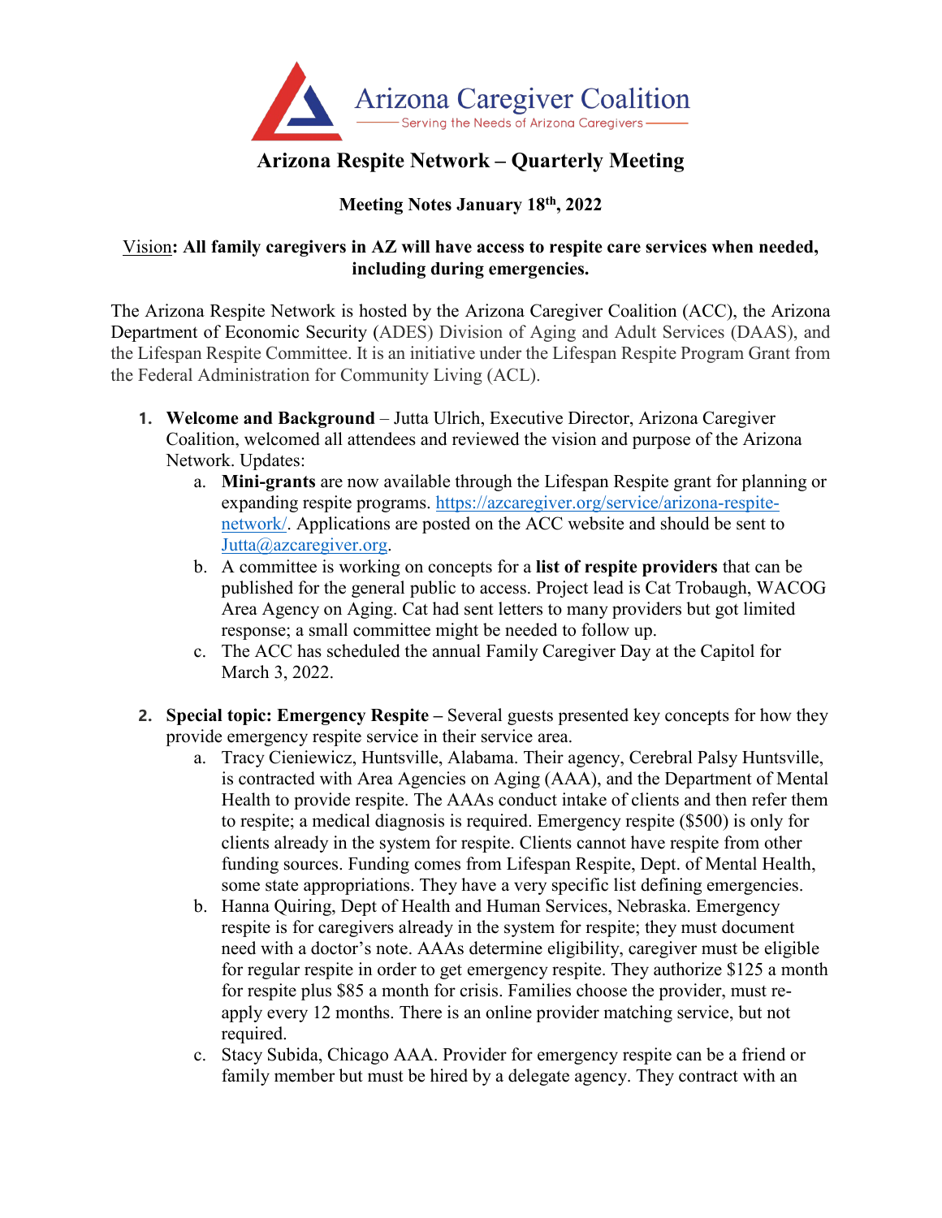Arizona Caregiver Coalition
Serving the Needs of Arizona Caregivers

# Arizona Respite Network – Quarterly Meeting

**Meeting Notes January 18th, 2022**

**Vision: All family caregivers in AZ will have access to respite care services when needed, including during emergencies.**

The Arizona Respite Network is hosted by the Arizona Caregiver Coalition (ACC), the Arizona Department of Economic Security (ADES) Division of Aging and Adult Services (DAAS), and the Lifespan Respite Committee. It is an initiative under the Lifespan Respite Program Grant from the Federal Administration for Community Living (ACL).

1. **Welcome and Background** – Jutta Ulrich, Executive Director, Arizona Caregiver Coalition, welcomed all attendees and reviewed the vision and purpose of the Arizona Network. Updates:
   a. **Mini-grants** are now available through the Lifespan Respite grant for planning or expanding respite programs. https://azcaregiver.org/service/arizona-respite-network/. Applications are posted on the ACC website and should be sent to Jutta@azcaregiver.org.
   b. A committee is working on concepts for a **list of respite providers** that can be published for the general public to access. Project lead is Cat Trobaugh, WACOG Area Agency on Aging. Cat had sent letters to many providers but got limited response; a small committee might be needed to follow up.
   c. The ACC has scheduled the annual Family Caregiver Day at the Capitol for March 3, 2022.

2. **Special topic: Emergency Respite –** Several guests presented key concepts for how they provide emergency respite service in their service area.
   a. Tracy Cieniewicz, Huntsville, Alabama. Their agency, Cerebral Palsy Huntsville, is contracted with Area Agencies on Aging (AAA), and the Department of Mental Health to provide respite. The AAAs conduct intake of clients and then refer them to respite; a medical diagnosis is required. Emergency respite ($500) is only for clients already in the system for respite. Clients cannot have respite from other funding sources. Funding comes from Lifespan Respite, Dept. of Mental Health, some state appropriations. They have a very specific list defining emergencies.
   b. Hanna Quiring, Dept of Health and Human Services, Nebraska. Emergency respite is for caregivers already in the system for respite; they must document need with a doctor's note. AAAs determine eligibility, caregiver must be eligible for regular respite in order to get emergency respite. They authorize $125 a month for respite plus $85 a month for crisis. Families choose the provider, must re-apply every 12 months. There is an online provider matching service, but not required.
   c. Stacy Subida, Chicago AAA. Provider for emergency respite can be a friend or family member but must be hired by a delegate agency. They contract with an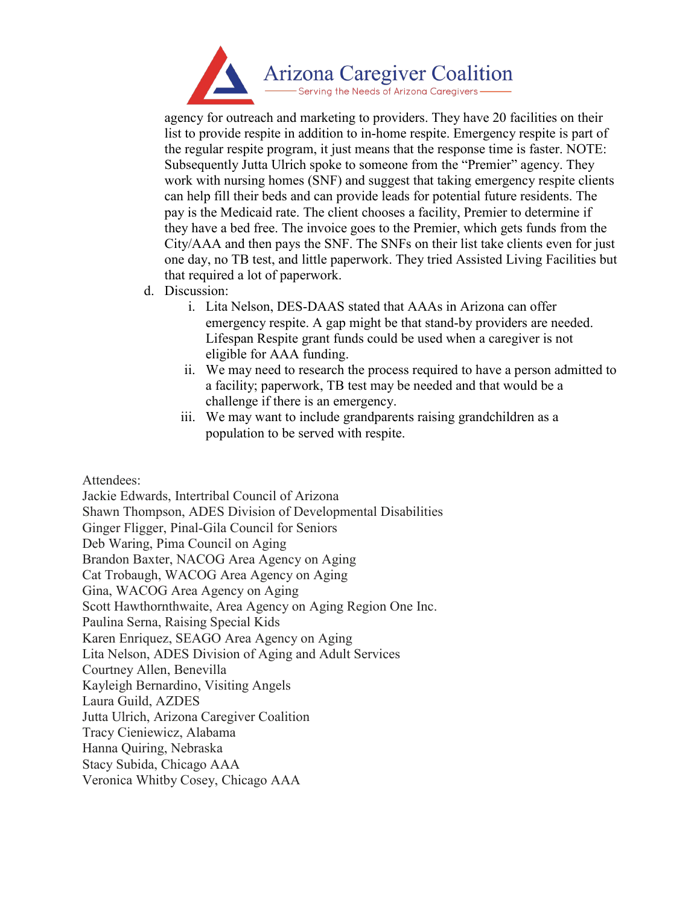agency for outreach and marketing to providers. They have 20 facilities on their list to provide respite in addition to in-home respite. Emergency respite is part of the regular respite program, it just means that the response time is faster. NOTE: Subsequently Jutta Ulrich spoke to someone from the "Premier" agency. They work with nursing homes (SNF) and suggest that taking emergency respite clients can help fill their beds and can provide leads for potential future residents. The pay is the Medicaid rate. The client chooses a facility, Premier to determine if they have a bed free. The invoice goes to the Premier, which gets funds from the City/AAA and then pays the SNF. The SNFs on their list take clients even for just one day, no TB test, and little paperwork. They tried Assisted Living Facilities but that required a lot of paperwork.

d. Discussion:
   i. Lita Nelson, DES-DAAS stated that AAAs in Arizona can offer emergency respite. A gap might be that stand-by providers are needed. Lifespan Respite grant funds could be used when a caregiver is not eligible for AAA funding.
   ii. We may need to research the process required to have a person admitted to a facility; paperwork, TB test may be needed and that would be a challenge if there is an emergency.
   iii. We may want to include grandparents raising grandchildren as a population to be served with respite.

Attendees:
Jackie Edwards, Intertribal Council of Arizona
Shawn Thompson, ADES Division of Developmental Disabilities
Ginger Fligger, Pinal-Gila Council for Seniors
Deb Waring, Pima Council on Aging
Brandon Baxter, NACOG Area Agency on Aging
Cat Trobaugh, WACOG Area Agency on Aging
Gina, WACOG Area Agency on Aging
Scott Hawthornthwaite, Area Agency on Aging Region One Inc.
Paulina Serna, Raising Special Kids
Karen Enriquez, SEAGO Area Agency on Aging
Lita Nelson, ADES Division of Aging and Adult Services
Courtney Allen, Benevilla
Kayleigh Bernardino, Visiting Angels
Laura Guild, AZDES
Jutta Ulrich, Arizona Caregiver Coalition
Tracy Cieniewicz, Alabama
Hanna Quiring, Nebraska
Stacy Subida, Chicago AAA
Veronica Whitby Cosey, Chicago AAA